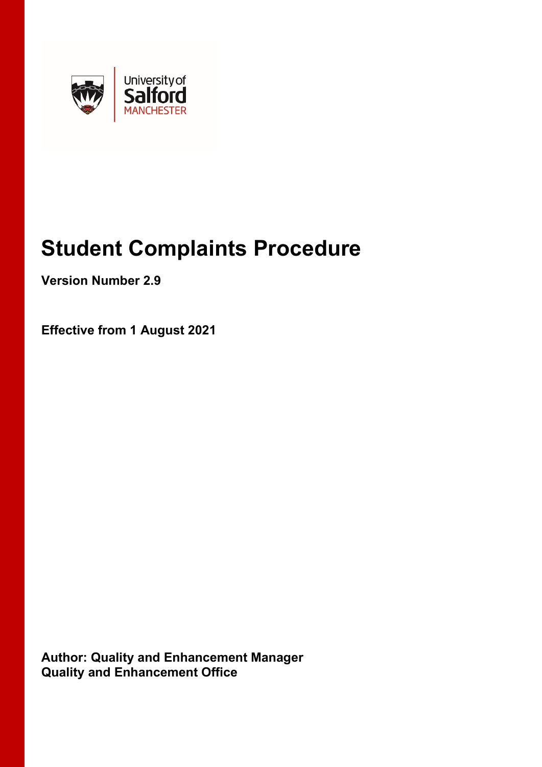# Student Complaints Procedure

**Version Number 2.9**

**Effective from 1 August 2021**

**Author: Quality and Enhancement Manager**
**Quality and Enhancement Office**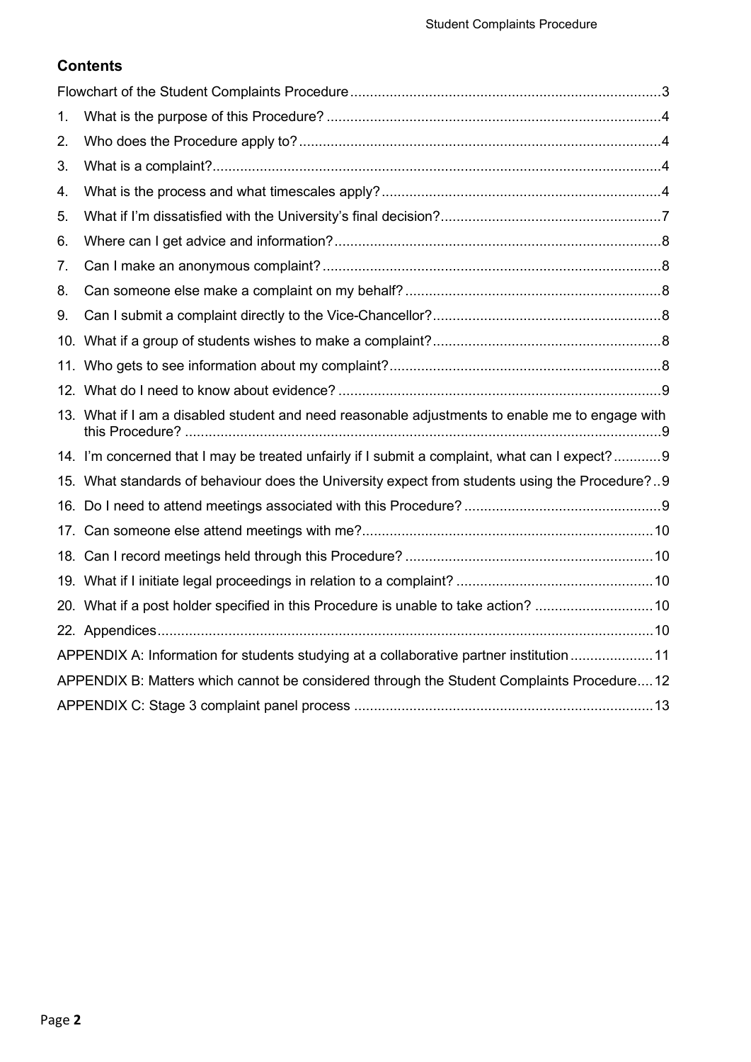## Contents

Flowchart of the Student Complaints Procedure ... 3

1. What is the purpose of this Procedure? ... 4
2. Who does the Procedure apply to? ... 4
3. What is a complaint? ... 4
4. What is the process and what timescales apply? ... 4
5. What if I'm dissatisfied with the University's final decision? ... 7
6. Where can I get advice and information? ... 8
7. Can I make an anonymous complaint? ... 8
8. Can someone else make a complaint on my behalf? ... 8
9. Can I submit a complaint directly to the Vice-Chancellor? ... 8
10. What if a group of students wishes to make a complaint? ... 8
11. Who gets to see information about my complaint? ... 8
12. What do I need to know about evidence? ... 9
13. What if I am a disabled student and need reasonable adjustments to enable me to engage with this Procedure? ... 9
14. I'm concerned that I may be treated unfairly if I submit a complaint, what can I expect? ... 9
15. What standards of behaviour does the University expect from students using the Procedure? .. 9
16. Do I need to attend meetings associated with this Procedure? ... 9
17. Can someone else attend meetings with me? ... 10
18. Can I record meetings held through this Procedure? ... 10
19. What if I initiate legal proceedings in relation to a complaint? ... 10
20. What if a post holder specified in this Procedure is unable to take action? ... 10

22. Appendices ... 10

APPENDIX A: Information for students studying at a collaborative partner institution ... 11

APPENDIX B: Matters which cannot be considered through the Student Complaints Procedure ... 12

APPENDIX C: Stage 3 complaint panel process ... 13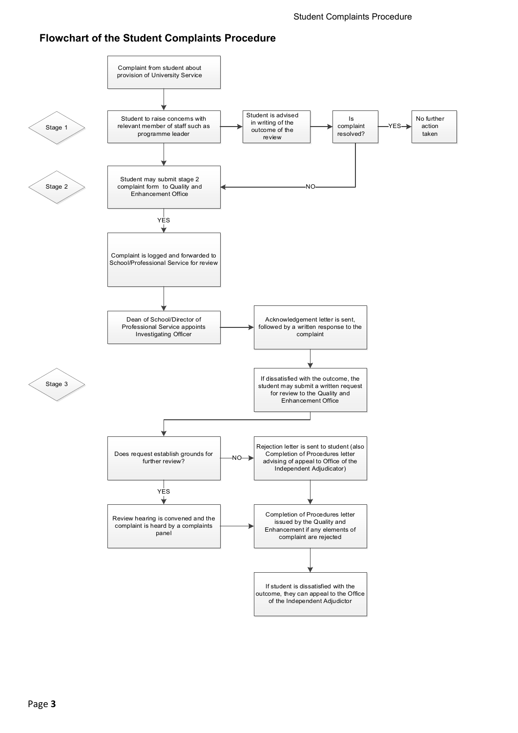## Flowchart of the Student Complaints Procedure

Complaint from student about provision of University Service

**Stage 1**

Student to raise concerns with relevant member of staff such as programme leader

Student is advised in writing of the outcome of the review

Is complaint resolved?

YES → No further action taken

NO → Stage 2

**Stage 2**

Student may submit stage 2 complaint form to Quality and Enhancement Office

YES

Complaint is logged and forwarded to School/Professional Service for review

Dean of School/Director of Professional Service appoints Investigating Officer

Acknowledgement letter is sent, followed by a written response to the complaint

**Stage 3**

If dissatisfied with the outcome, the student may submit a written request for review to the Quality and Enhancement Office

Does request establish grounds for further review?

NO → Rejection letter is sent to student (also Completion of Procedures letter advising of appeal to Office of the Independent Adjudicator)

YES → Review hearing is convened and the complaint is heard by a complaints panel

Completion of Procedures letter issued by the Quality and Enhancement if any elements of complaint are rejected

If student is dissatisfied with the outcome, they can appeal to the Office of the Independent Adjudictor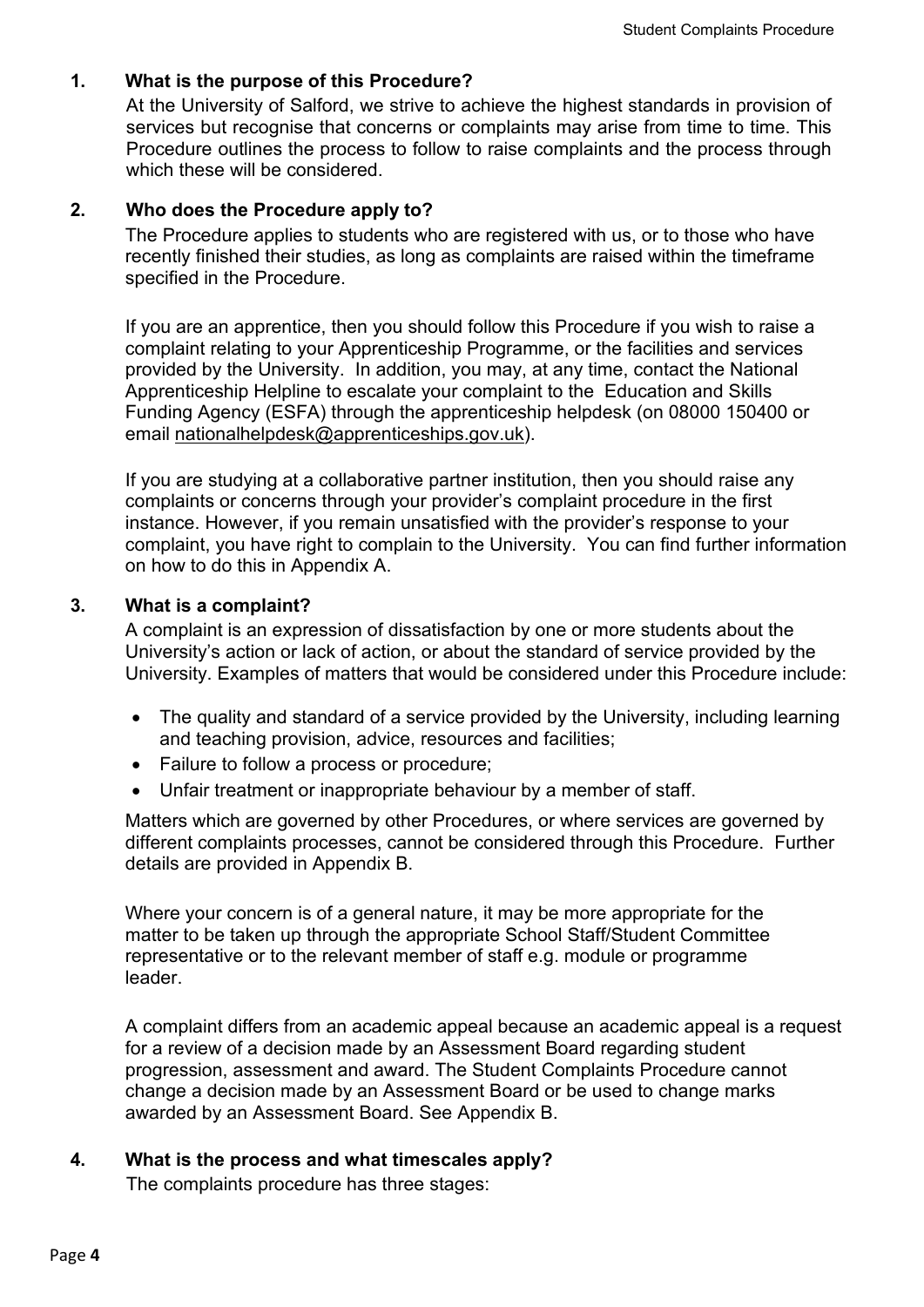## 1. What is the purpose of this Procedure?

At the University of Salford, we strive to achieve the highest standards in provision of services but recognise that concerns or complaints may arise from time to time. This Procedure outlines the process to follow to raise complaints and the process through which these will be considered.

## 2. Who does the Procedure apply to?

The Procedure applies to students who are registered with us, or to those who have recently finished their studies, as long as complaints are raised within the timeframe specified in the Procedure.

If you are an apprentice, then you should follow this Procedure if you wish to raise a complaint relating to your Apprenticeship Programme, or the facilities and services provided by the University. In addition, you may, at any time, contact the National Apprenticeship Helpline to escalate your complaint to the Education and Skills Funding Agency (ESFA) through the apprenticeship helpdesk (on 08000 150400 or email nationalhelpdesk@apprenticeships.gov.uk).

If you are studying at a collaborative partner institution, then you should raise any complaints or concerns through your provider's complaint procedure in the first instance. However, if you remain unsatisfied with the provider's response to your complaint, you have right to complain to the University. You can find further information on how to do this in Appendix A.

## 3. What is a complaint?

A complaint is an expression of dissatisfaction by one or more students about the University's action or lack of action, or about the standard of service provided by the University. Examples of matters that would be considered under this Procedure include:

- The quality and standard of a service provided by the University, including learning and teaching provision, advice, resources and facilities;
- Failure to follow a process or procedure;
- Unfair treatment or inappropriate behaviour by a member of staff.

Matters which are governed by other Procedures, or where services are governed by different complaints processes, cannot be considered through this Procedure. Further details are provided in Appendix B.

Where your concern is of a general nature, it may be more appropriate for the matter to be taken up through the appropriate School Staff/Student Committee representative or to the relevant member of staff e.g. module or programme leader.

A complaint differs from an academic appeal because an academic appeal is a request for a review of a decision made by an Assessment Board regarding student progression, assessment and award. The Student Complaints Procedure cannot change a decision made by an Assessment Board or be used to change marks awarded by an Assessment Board. See Appendix B.

## 4. What is the process and what timescales apply?

The complaints procedure has three stages: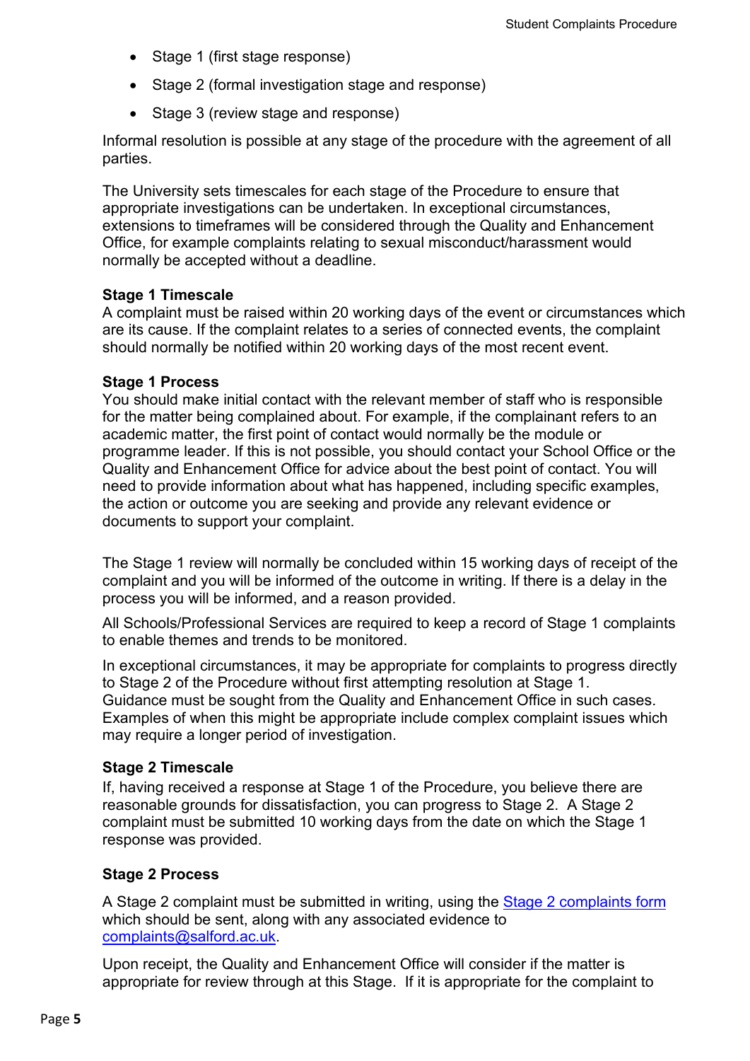- Stage 1 (first stage response)
- Stage 2 (formal investigation stage and response)
- Stage 3 (review stage and response)

Informal resolution is possible at any stage of the procedure with the agreement of all parties.

The University sets timescales for each stage of the Procedure to ensure that appropriate investigations can be undertaken. In exceptional circumstances, extensions to timeframes will be considered through the Quality and Enhancement Office, for example complaints relating to sexual misconduct/harassment would normally be accepted without a deadline.

**Stage 1 Timescale**
A complaint must be raised within 20 working days of the event or circumstances which are its cause. If the complaint relates to a series of connected events, the complaint should normally be notified within 20 working days of the most recent event.

**Stage 1 Process**
You should make initial contact with the relevant member of staff who is responsible for the matter being complained about. For example, if the complainant refers to an academic matter, the first point of contact would normally be the module or programme leader. If this is not possible, you should contact your School Office or the Quality and Enhancement Office for advice about the best point of contact. You will need to provide information about what has happened, including specific examples, the action or outcome you are seeking and provide any relevant evidence or documents to support your complaint.

The Stage 1 review will normally be concluded within 15 working days of receipt of the complaint and you will be informed of the outcome in writing. If there is a delay in the process you will be informed, and a reason provided.

All Schools/Professional Services are required to keep a record of Stage 1 complaints to enable themes and trends to be monitored.

In exceptional circumstances, it may be appropriate for complaints to progress directly to Stage 2 of the Procedure without first attempting resolution at Stage 1. Guidance must be sought from the Quality and Enhancement Office in such cases. Examples of when this might be appropriate include complex complaint issues which may require a longer period of investigation.

**Stage 2 Timescale**
If, having received a response at Stage 1 of the Procedure, you believe there are reasonable grounds for dissatisfaction, you can progress to Stage 2. A Stage 2 complaint must be submitted 10 working days from the date on which the Stage 1 response was provided.

**Stage 2 Process**

A Stage 2 complaint must be submitted in writing, using the Stage 2 complaints form which should be sent, along with any associated evidence to complaints@salford.ac.uk.

Upon receipt, the Quality and Enhancement Office will consider if the matter is appropriate for review through at this Stage. If it is appropriate for the complaint to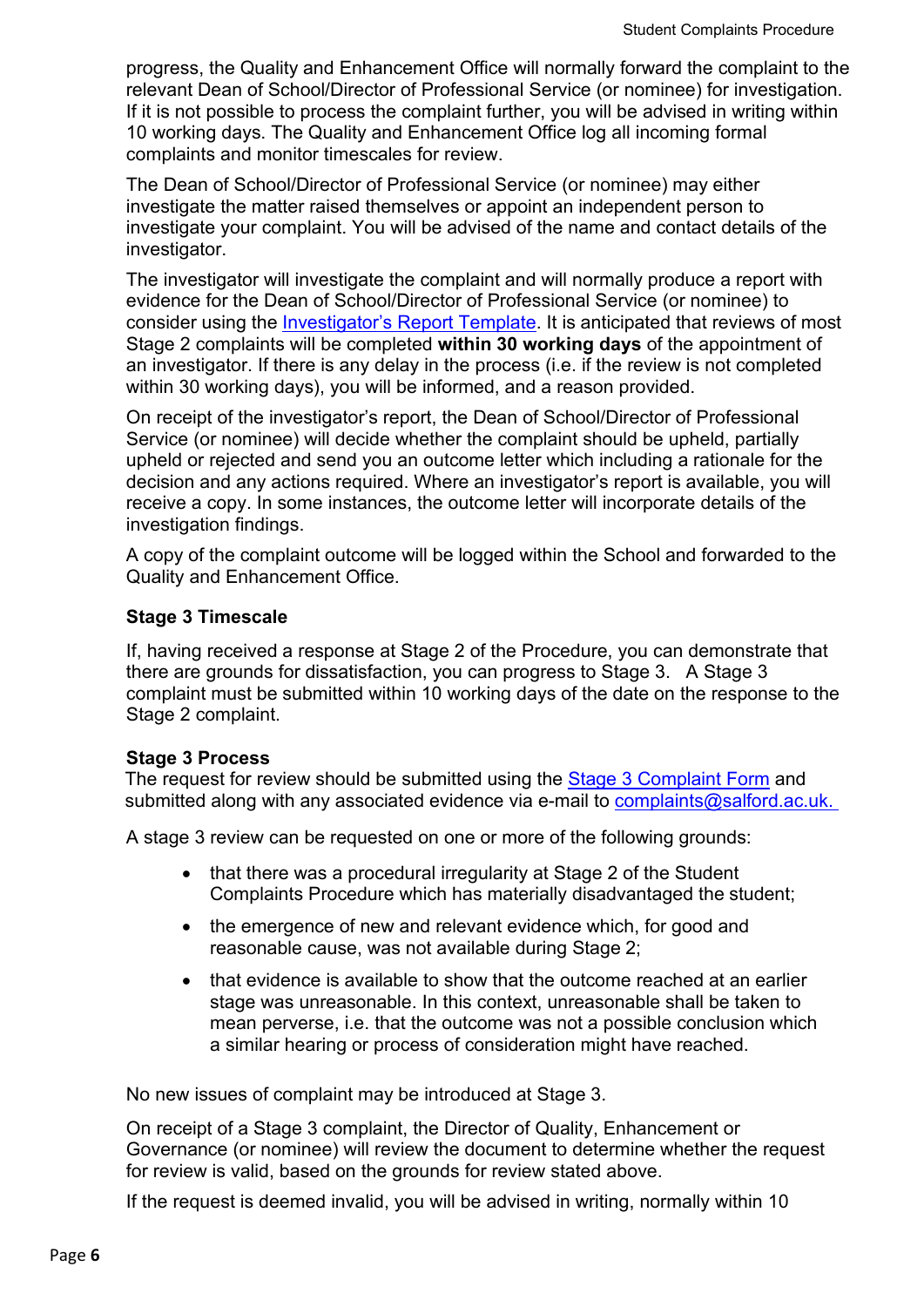progress, the Quality and Enhancement Office will normally forward the complaint to the relevant Dean of School/Director of Professional Service (or nominee) for investigation. If it is not possible to process the complaint further, you will be advised in writing within 10 working days. The Quality and Enhancement Office log all incoming formal complaints and monitor timescales for review.

The Dean of School/Director of Professional Service (or nominee) may either investigate the matter raised themselves or appoint an independent person to investigate your complaint. You will be advised of the name and contact details of the investigator.

The investigator will investigate the complaint and will normally produce a report with evidence for the Dean of School/Director of Professional Service (or nominee) to consider using the Investigator's Report Template. It is anticipated that reviews of most Stage 2 complaints will be completed **within 30 working days** of the appointment of an investigator. If there is any delay in the process (i.e. if the review is not completed within 30 working days), you will be informed, and a reason provided.

On receipt of the investigator's report, the Dean of School/Director of Professional Service (or nominee) will decide whether the complaint should be upheld, partially upheld or rejected and send you an outcome letter which including a rationale for the decision and any actions required. Where an investigator's report is available, you will receive a copy. In some instances, the outcome letter will incorporate details of the investigation findings.

A copy of the complaint outcome will be logged within the School and forwarded to the Quality and Enhancement Office.

**Stage 3 Timescale**

If, having received a response at Stage 2 of the Procedure, you can demonstrate that there are grounds for dissatisfaction, you can progress to Stage 3. A Stage 3 complaint must be submitted within 10 working days of the date on the response to the Stage 2 complaint.

**Stage 3 Process**

The request for review should be submitted using the Stage 3 Complaint Form and submitted along with any associated evidence via e-mail to complaints@salford.ac.uk.

A stage 3 review can be requested on one or more of the following grounds:

- that there was a procedural irregularity at Stage 2 of the Student Complaints Procedure which has materially disadvantaged the student;
- the emergence of new and relevant evidence which, for good and reasonable cause, was not available during Stage 2;
- that evidence is available to show that the outcome reached at an earlier stage was unreasonable. In this context, unreasonable shall be taken to mean perverse, i.e. that the outcome was not a possible conclusion which a similar hearing or process of consideration might have reached.

No new issues of complaint may be introduced at Stage 3.

On receipt of a Stage 3 complaint, the Director of Quality, Enhancement or Governance (or nominee) will review the document to determine whether the request for review is valid, based on the grounds for review stated above.

If the request is deemed invalid, you will be advised in writing, normally within 10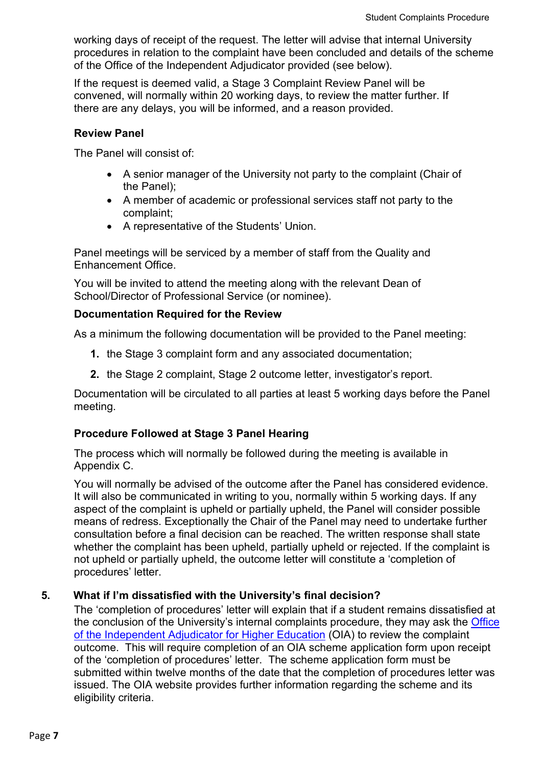working days of receipt of the request. The letter will advise that internal University procedures in relation to the complaint have been concluded and details of the scheme of the Office of the Independent Adjudicator provided (see below).

If the request is deemed valid, a Stage 3 Complaint Review Panel will be convened, will normally within 20 working days, to review the matter further. If there are any delays, you will be informed, and a reason provided.

**Review Panel**

The Panel will consist of:

- A senior manager of the University not party to the complaint (Chair of the Panel);
- A member of academic or professional services staff not party to the complaint;
- A representative of the Students' Union.

Panel meetings will be serviced by a member of staff from the Quality and Enhancement Office.

You will be invited to attend the meeting along with the relevant Dean of School/Director of Professional Service (or nominee).

**Documentation Required for the Review**

As a minimum the following documentation will be provided to the Panel meeting:

1. the Stage 3 complaint form and any associated documentation;
2. the Stage 2 complaint, Stage 2 outcome letter, investigator's report.

Documentation will be circulated to all parties at least 5 working days before the Panel meeting.

**Procedure Followed at Stage 3 Panel Hearing**

The process which will normally be followed during the meeting is available in Appendix C.

You will normally be advised of the outcome after the Panel has considered evidence. It will also be communicated in writing to you, normally within 5 working days. If any aspect of the complaint is upheld or partially upheld, the Panel will consider possible means of redress. Exceptionally the Chair of the Panel may need to undertake further consultation before a final decision can be reached. The written response shall state whether the complaint has been upheld, partially upheld or rejected. If the complaint is not upheld or partially upheld, the outcome letter will constitute a 'completion of procedures' letter.

## 5. What if I'm dissatisfied with the University's final decision?

The 'completion of procedures' letter will explain that if a student remains dissatisfied at the conclusion of the University's internal complaints procedure, they may ask the Office of the Independent Adjudicator for Higher Education (OIA) to review the complaint outcome. This will require completion of an OIA scheme application form upon receipt of the 'completion of procedures' letter. The scheme application form must be submitted within twelve months of the date that the completion of procedures letter was issued. The OIA website provides further information regarding the scheme and its eligibility criteria.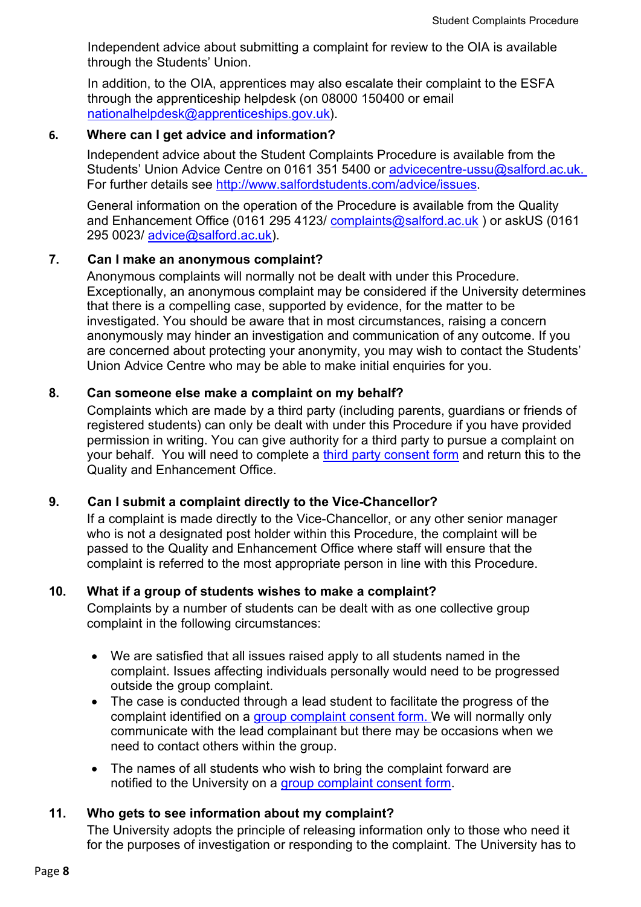Independent advice about submitting a complaint for review to the OIA is available through the Students' Union.

In addition, to the OIA, apprentices may also escalate their complaint to the ESFA through the apprenticeship helpdesk (on 08000 150400 or email nationalhelpdesk@apprenticeships.gov.uk).

### 6. Where can I get advice and information?

Independent advice about the Student Complaints Procedure is available from the Students' Union Advice Centre on 0161 351 5400 or advicecentre-ussu@salford.ac.uk. For further details see http://www.salfordstudents.com/advice/issues.

General information on the operation of the Procedure is available from the Quality and Enhancement Office (0161 295 4123/ complaints@salford.ac.uk ) or askUS (0161 295 0023/ advice@salford.ac.uk).

### 7. Can I make an anonymous complaint?

Anonymous complaints will normally not be dealt with under this Procedure. Exceptionally, an anonymous complaint may be considered if the University determines that there is a compelling case, supported by evidence, for the matter to be investigated. You should be aware that in most circumstances, raising a concern anonymously may hinder an investigation and communication of any outcome. If you are concerned about protecting your anonymity, you may wish to contact the Students' Union Advice Centre who may be able to make initial enquiries for you.

### 8. Can someone else make a complaint on my behalf?

Complaints which are made by a third party (including parents, guardians or friends of registered students) can only be dealt with under this Procedure if you have provided permission in writing. You can give authority for a third party to pursue a complaint on your behalf. You will need to complete a third party consent form and return this to the Quality and Enhancement Office.

### 9. Can I submit a complaint directly to the Vice-Chancellor?

If a complaint is made directly to the Vice-Chancellor, or any other senior manager who is not a designated post holder within this Procedure, the complaint will be passed to the Quality and Enhancement Office where staff will ensure that the complaint is referred to the most appropriate person in line with this Procedure.

### 10. What if a group of students wishes to make a complaint?

Complaints by a number of students can be dealt with as one collective group complaint in the following circumstances:

- We are satisfied that all issues raised apply to all students named in the complaint. Issues affecting individuals personally would need to be progressed outside the group complaint.
- The case is conducted through a lead student to facilitate the progress of the complaint identified on a group complaint consent form. We will normally only communicate with the lead complainant but there may be occasions when we need to contact others within the group.
- The names of all students who wish to bring the complaint forward are notified to the University on a group complaint consent form.

### 11. Who gets to see information about my complaint?

The University adopts the principle of releasing information only to those who need it for the purposes of investigation or responding to the complaint. The University has to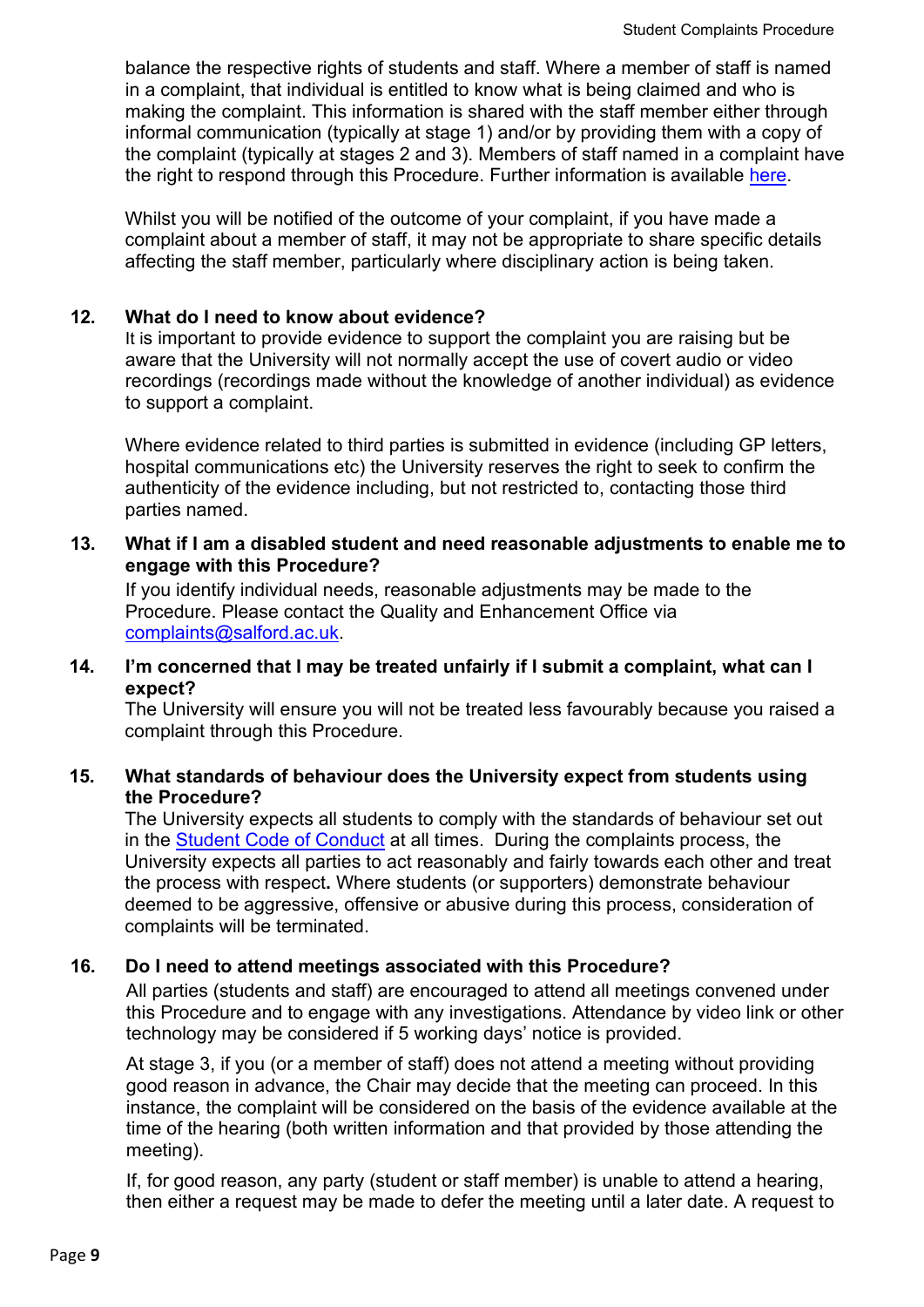balance the respective rights of students and staff. Where a member of staff is named in a complaint, that individual is entitled to know what is being claimed and who is making the complaint. This information is shared with the staff member either through informal communication (typically at stage 1) and/or by providing them with a copy of the complaint (typically at stages 2 and 3). Members of staff named in a complaint have the right to respond through this Procedure. Further information is available [here](#).

Whilst you will be notified of the outcome of your complaint, if you have made a complaint about a member of staff, it may not be appropriate to share specific details affecting the staff member, particularly where disciplinary action is being taken.

### 12. What do I need to know about evidence?

It is important to provide evidence to support the complaint you are raising but be aware that the University will not normally accept the use of covert audio or video recordings (recordings made without the knowledge of another individual) as evidence to support a complaint.

Where evidence related to third parties is submitted in evidence (including GP letters, hospital communications etc) the University reserves the right to seek to confirm the authenticity of the evidence including, but not restricted to, contacting those third parties named.

### 13. What if I am a disabled student and need reasonable adjustments to enable me to engage with this Procedure?

If you identify individual needs, reasonable adjustments may be made to the Procedure. Please contact the Quality and Enhancement Office via complaints@salford.ac.uk.

### 14. I'm concerned that I may be treated unfairly if I submit a complaint, what can I expect?

The University will ensure you will not be treated less favourably because you raised a complaint through this Procedure.

### 15. What standards of behaviour does the University expect from students using the Procedure?

The University expects all students to comply with the standards of behaviour set out in the [Student Code of Conduct](#) at all times. During the complaints process, the University expects all parties to act reasonably and fairly towards each other and treat the process with respect**.** Where students (or supporters) demonstrate behaviour deemed to be aggressive, offensive or abusive during this process, consideration of complaints will be terminated.

### 16. Do I need to attend meetings associated with this Procedure?

All parties (students and staff) are encouraged to attend all meetings convened under this Procedure and to engage with any investigations. Attendance by video link or other technology may be considered if 5 working days' notice is provided.

At stage 3, if you (or a member of staff) does not attend a meeting without providing good reason in advance, the Chair may decide that the meeting can proceed. In this instance, the complaint will be considered on the basis of the evidence available at the time of the hearing (both written information and that provided by those attending the meeting).

If, for good reason, any party (student or staff member) is unable to attend a hearing, then either a request may be made to defer the meeting until a later date. A request to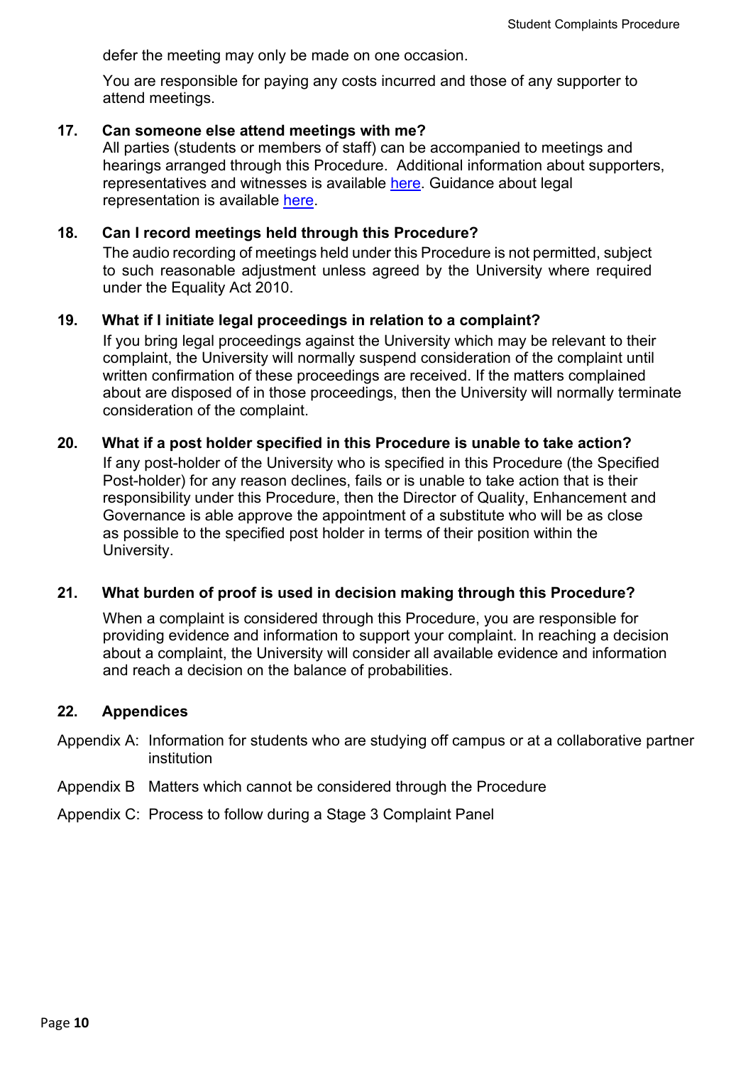defer the meeting may only be made on one occasion.

You are responsible for paying any costs incurred and those of any supporter to attend meetings.

## 17. Can someone else attend meetings with me?

All parties (students or members of staff) can be accompanied to meetings and hearings arranged through this Procedure. Additional information about supporters, representatives and witnesses is available [here](). Guidance about legal representation is available [here]().

## 18. Can I record meetings held through this Procedure?

The audio recording of meetings held under this Procedure is not permitted, subject to such reasonable adjustment unless agreed by the University where required under the Equality Act 2010.

## 19. What if I initiate legal proceedings in relation to a complaint?

If you bring legal proceedings against the University which may be relevant to their complaint, the University will normally suspend consideration of the complaint until written confirmation of these proceedings are received. If the matters complained about are disposed of in those proceedings, then the University will normally terminate consideration of the complaint.

## 20. What if a post holder specified in this Procedure is unable to take action?

If any post-holder of the University who is specified in this Procedure (the Specified Post-holder) for any reason declines, fails or is unable to take action that is their responsibility under this Procedure, then the Director of Quality, Enhancement and Governance is able approve the appointment of a substitute who will be as close as possible to the specified post holder in terms of their position within the University.

## 21. What burden of proof is used in decision making through this Procedure?

When a complaint is considered through this Procedure, you are responsible for providing evidence and information to support your complaint. In reaching a decision about a complaint, the University will consider all available evidence and information and reach a decision on the balance of probabilities.

## 22. Appendices

Appendix A: Information for students who are studying off campus or at a collaborative partner institution

Appendix B Matters which cannot be considered through the Procedure

Appendix C: Process to follow during a Stage 3 Complaint Panel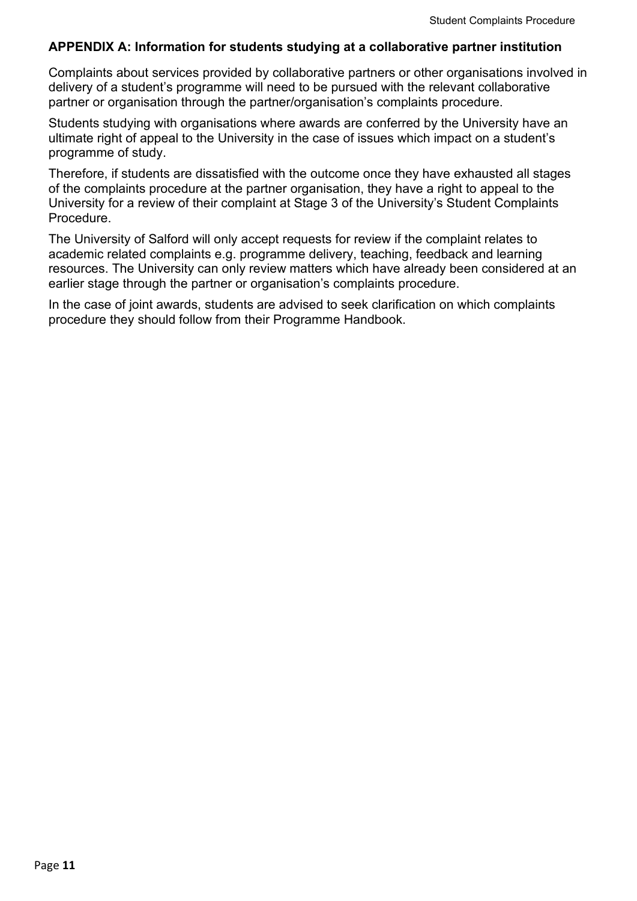## APPENDIX A: Information for students studying at a collaborative partner institution

Complaints about services provided by collaborative partners or other organisations involved in delivery of a student's programme will need to be pursued with the relevant collaborative partner or organisation through the partner/organisation's complaints procedure.

Students studying with organisations where awards are conferred by the University have an ultimate right of appeal to the University in the case of issues which impact on a student's programme of study.

Therefore, if students are dissatisfied with the outcome once they have exhausted all stages of the complaints procedure at the partner organisation, they have a right to appeal to the University for a review of their complaint at Stage 3 of the University's Student Complaints Procedure.

The University of Salford will only accept requests for review if the complaint relates to academic related complaints e.g. programme delivery, teaching, feedback and learning resources. The University can only review matters which have already been considered at an earlier stage through the partner or organisation's complaints procedure.

In the case of joint awards, students are advised to seek clarification on which complaints procedure they should follow from their Programme Handbook.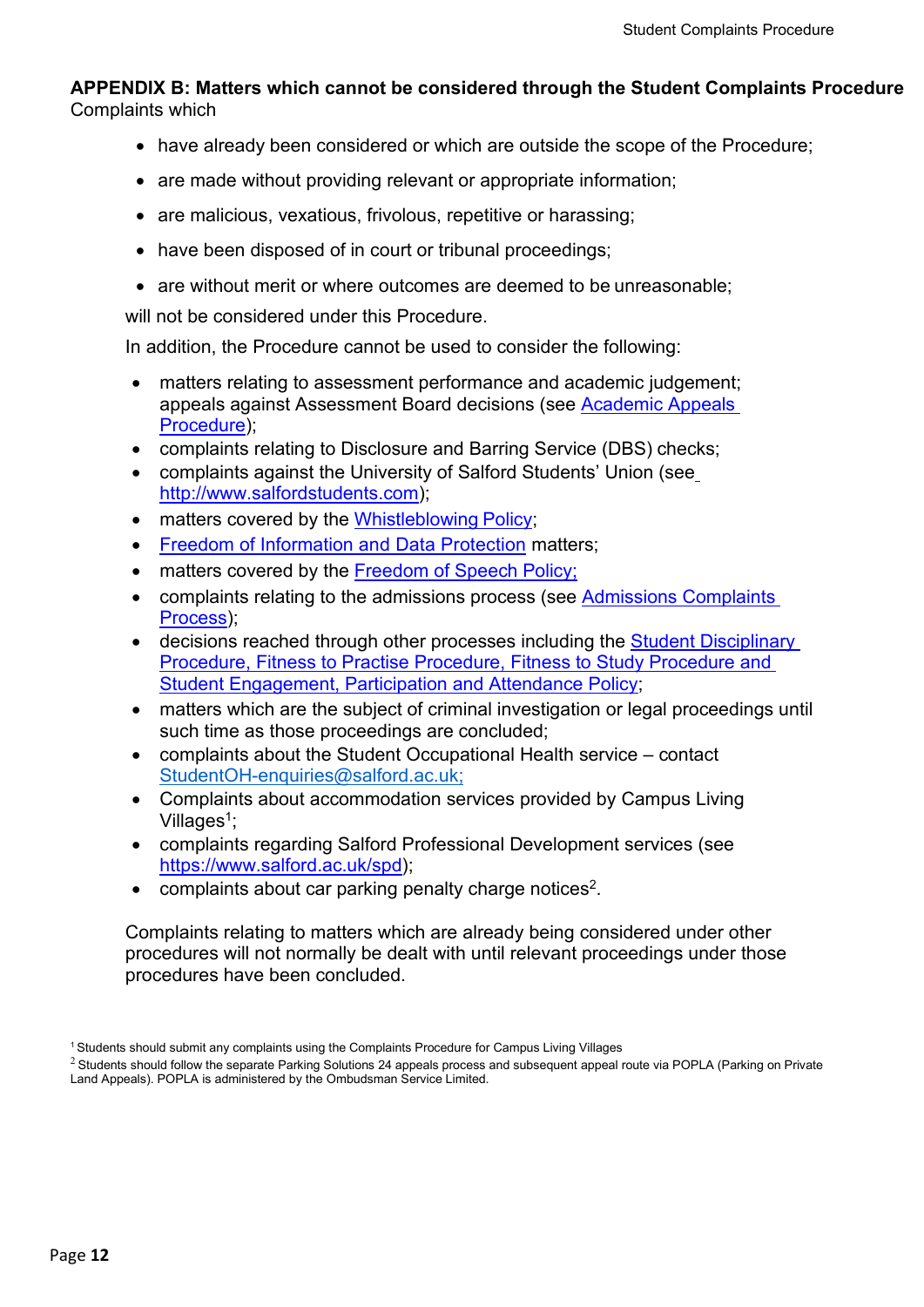## APPENDIX B: Matters which cannot be considered through the Student Complaints Procedure

Complaints which

- have already been considered or which are outside the scope of the Procedure;
- are made without providing relevant or appropriate information;
- are malicious, vexatious, frivolous, repetitive or harassing;
- have been disposed of in court or tribunal proceedings;
- are without merit or where outcomes are deemed to be unreasonable;

will not be considered under this Procedure.

In addition, the Procedure cannot be used to consider the following:

- matters relating to assessment performance and academic judgement; appeals against Assessment Board decisions (see Academic Appeals Procedure);
- complaints relating to Disclosure and Barring Service (DBS) checks;
- complaints against the University of Salford Students' Union (see http://www.salfordstudents.com);
- matters covered by the Whistleblowing Policy;
- Freedom of Information and Data Protection matters;
- matters covered by the Freedom of Speech Policy;
- complaints relating to the admissions process (see Admissions Complaints Process);
- decisions reached through other processes including the Student Disciplinary Procedure, Fitness to Practise Procedure, Fitness to Study Procedure and Student Engagement, Participation and Attendance Policy;
- matters which are the subject of criminal investigation or legal proceedings until such time as those proceedings are concluded;
- complaints about the Student Occupational Health service – contact StudentOH-enquiries@salford.ac.uk;
- Complaints about accommodation services provided by Campus Living Villages[1];
- complaints regarding Salford Professional Development services (see https://www.salford.ac.uk/spd);
- complaints about car parking penalty charge notices[2].

Complaints relating to matters which are already being considered under other procedures will not normally be dealt with until relevant proceedings under those procedures have been concluded.

[1] Students should submit any complaints using the Complaints Procedure for Campus Living Villages

[2] Students should follow the separate Parking Solutions 24 appeals process and subsequent appeal route via POPLA (Parking on Private Land Appeals). POPLA is administered by the Ombudsman Service Limited.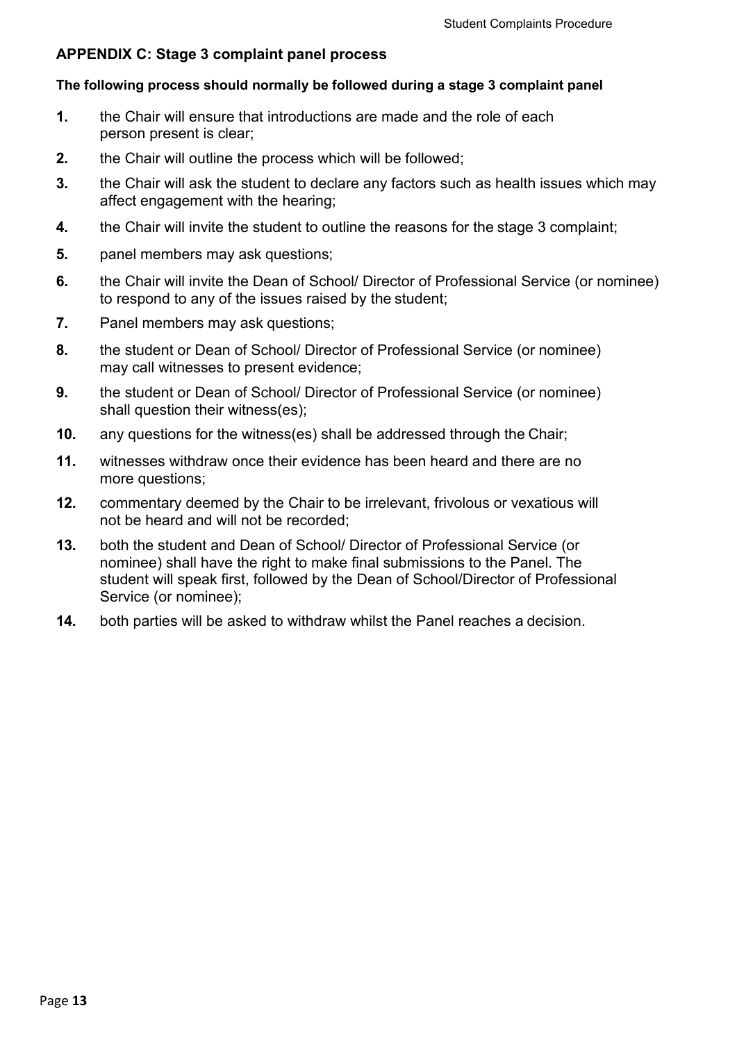## APPENDIX C: Stage 3 complaint panel process

**The following process should normally be followed during a stage 3 complaint panel**

1. the Chair will ensure that introductions are made and the role of each person present is clear;
2. the Chair will outline the process which will be followed;
3. the Chair will ask the student to declare any factors such as health issues which may affect engagement with the hearing;
4. the Chair will invite the student to outline the reasons for the stage 3 complaint;
5. panel members may ask questions;
6. the Chair will invite the Dean of School/ Director of Professional Service (or nominee) to respond to any of the issues raised by the student;
7. Panel members may ask questions;
8. the student or Dean of School/ Director of Professional Service (or nominee) may call witnesses to present evidence;
9. the student or Dean of School/ Director of Professional Service (or nominee) shall question their witness(es);
10. any questions for the witness(es) shall be addressed through the Chair;
11. witnesses withdraw once their evidence has been heard and there are no more questions;
12. commentary deemed by the Chair to be irrelevant, frivolous or vexatious will not be heard and will not be recorded;
13. both the student and Dean of School/ Director of Professional Service (or nominee) shall have the right to make final submissions to the Panel. The student will speak first, followed by the Dean of School/Director of Professional Service (or nominee);
14. both parties will be asked to withdraw whilst the Panel reaches a decision.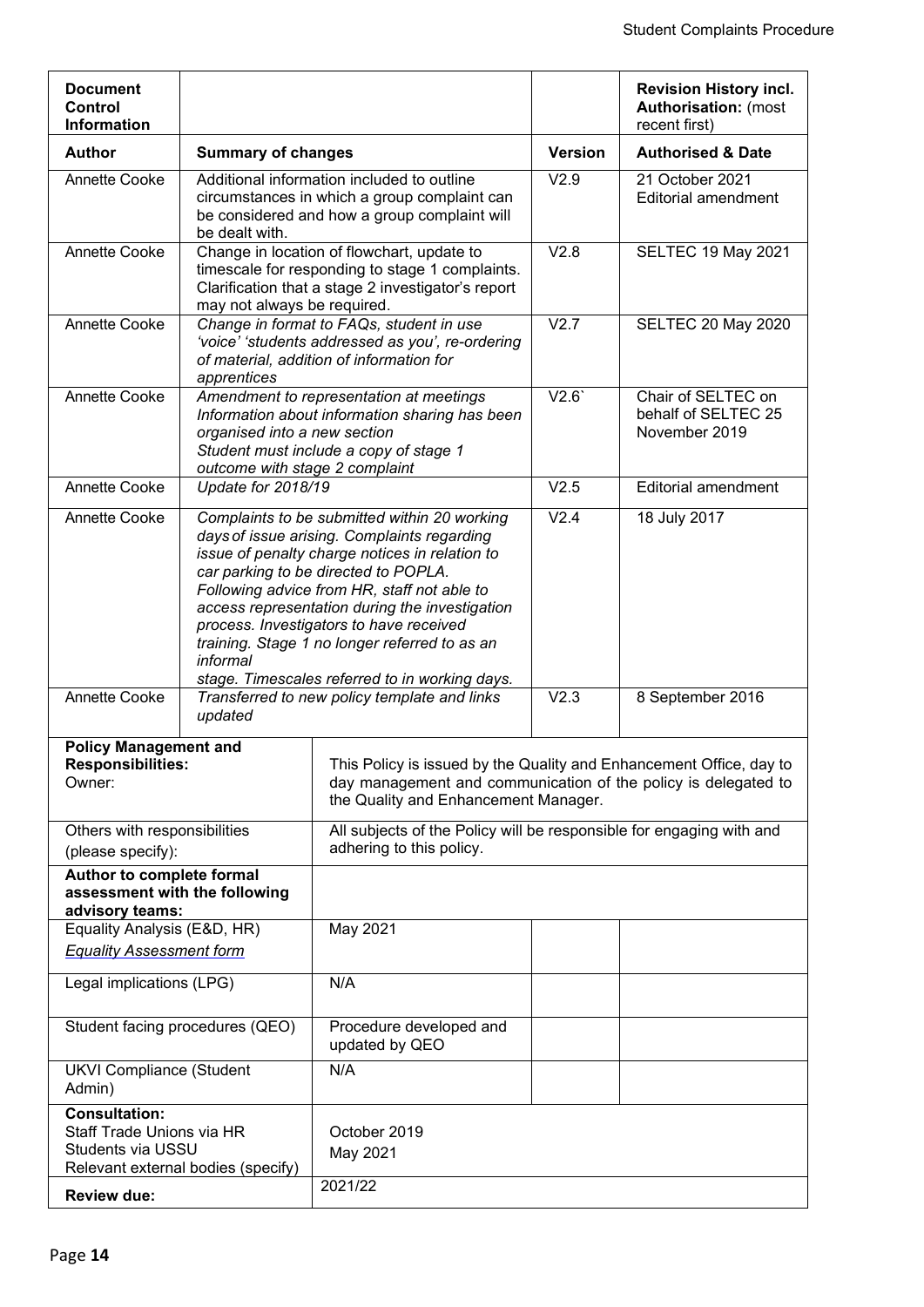| **Document Control Information** | | | **Revision History incl. Authorisation:** (most recent first) |
|---|---|---|---|
| **Author** | **Summary of changes** | **Version** | **Authorised & Date** |
| Annette Cooke | Additional information included to outline circumstances in which a group complaint can be considered and how a group complaint will be dealt with. | V2.9 | 21 October 2021 Editorial amendment |
| Annette Cooke | Change in location of flowchart, update to timescale for responding to stage 1 complaints. Clarification that a stage 2 investigator's report may not always be required. | V2.8 | SELTEC 19 May 2021 |
| Annette Cooke | *Change in format to FAQs, student in use 'voice' 'students addressed as you', re-ordering of material, addition of information for apprentices* | V2.7 | SELTEC 20 May 2020 |
| Annette Cooke | *Amendment to representation at meetings Information about information sharing has been organised into a new section Student must include a copy of stage 1 outcome with stage 2 complaint* | V2.6` | Chair of SELTEC on behalf of SELTEC 25 November 2019 |
| Annette Cooke | *Update for 2018/19* | V2.5 | Editorial amendment |
| Annette Cooke | *Complaints to be submitted within 20 working days of issue arising. Complaints regarding issue of penalty charge notices in relation to car parking to be directed to POPLA. Following advice from HR, staff not able to access representation during the investigation process. Investigators to have received training. Stage 1 no longer referred to as an informal stage. Timescales referred to in working days.* | V2.4 | 18 July 2017 |
| Annette Cooke | *Transferred to new policy template and links updated* | V2.3 | 8 September 2016 |

| | | | |
|---|---|---|---|
| **Policy Management and Responsibilities:** Owner: | This Policy is issued by the Quality and Enhancement Office, day to day management and communication of the policy is delegated to the Quality and Enhancement Manager. | | |
| Others with responsibilities (please specify): | All subjects of the Policy will be responsible for engaging with and adhering to this policy. | | |
| **Author to complete formal assessment with the following advisory teams:** | | | |
| Equality Analysis (E&D, HR) *Equality Assessment form* | May 2021 | | |
| Legal implications (LPG) | N/A | | |
| Student facing procedures (QEO) | Procedure developed and updated by QEO | | |
| UKVI Compliance (Student Admin) | N/A | | |
| **Consultation:** Staff Trade Unions via HR Students via USSU Relevant external bodies (specify) | October 2019 May 2021 | | |
| **Review due:** | 2021/22 | | |